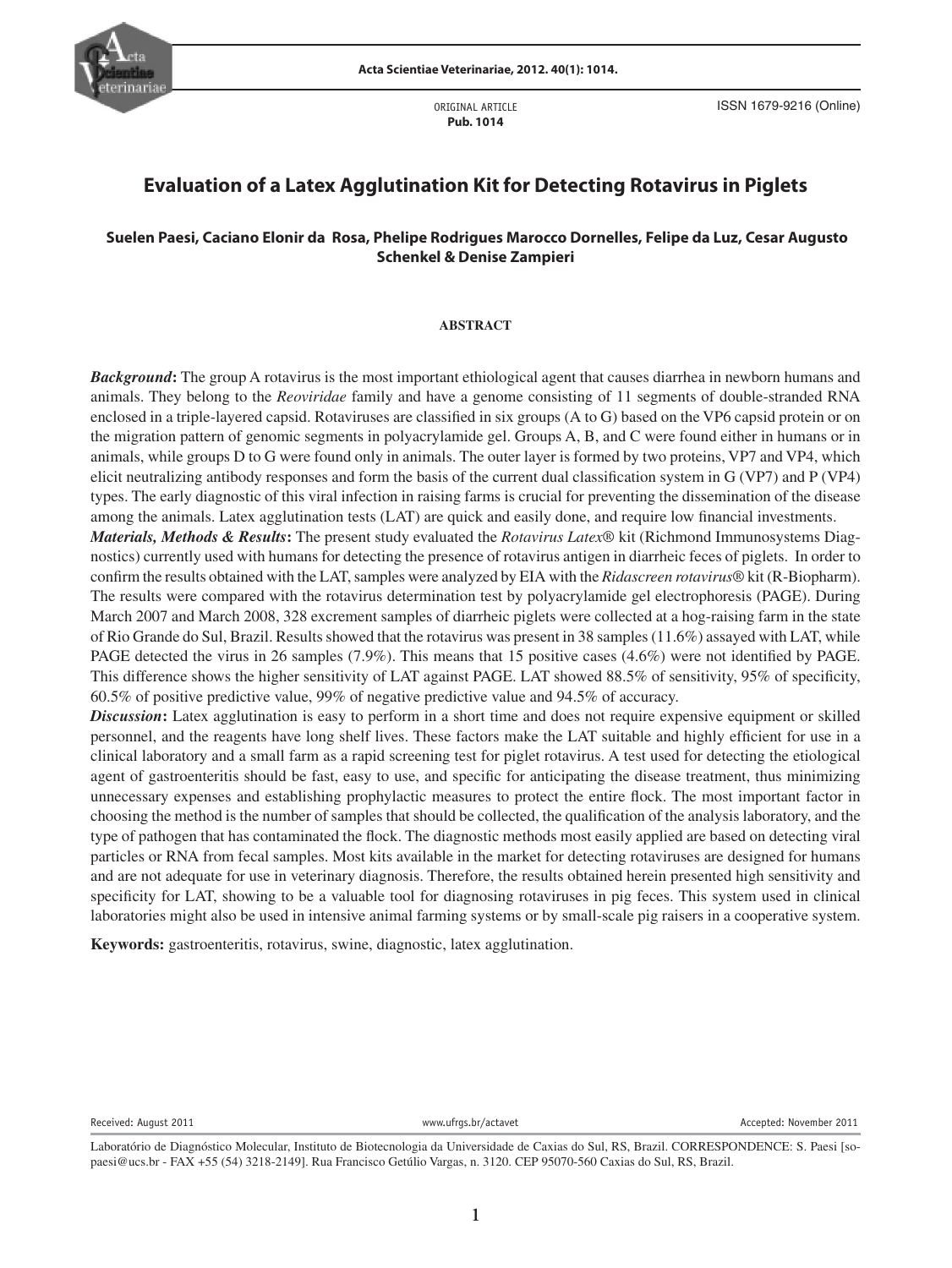ORIGINAL ARTICLE
**Pub. 1014**

ISSN 1679-9216 (Online)

# Evaluation of a Latex Agglutination Kit for Detecting Rotavirus in Piglets

**Suelen Paesi, Caciano Elonir da Rosa, Phelipe Rodrigues Marocco Dornelles, Felipe da Luz, Cesar Augusto Schenkel & Denise Zampieri**

## ABSTRACT

***Background*:** The group A rotavirus is the most important ethiological agent that causes diarrhea in newborn humans and animals. They belong to the *Reoviridae* family and have a genome consisting of 11 segments of double-stranded RNA enclosed in a triple-layered capsid. Rotaviruses are classified in six groups (A to G) based on the VP6 capsid protein or on the migration pattern of genomic segments in polyacrylamide gel. Groups A, B, and C were found either in humans or in animals, while groups D to G were found only in animals. The outer layer is formed by two proteins, VP7 and VP4, which elicit neutralizing antibody responses and form the basis of the current dual classification system in G (VP7) and P (VP4) types. The early diagnostic of this viral infection in raising farms is crucial for preventing the dissemination of the disease among the animals. Latex agglutination tests (LAT) are quick and easily done, and require low financial investments.

***Materials, Methods & Results*:** The present study evaluated the *Rotavirus Latex*® kit (Richmond Immunosystems Diagnostics) currently used with humans for detecting the presence of rotavirus antigen in diarrheic feces of piglets. In order to confirm the results obtained with the LAT, samples were analyzed by EIA with the *Ridascreen rotavirus*® kit (R-Biopharm). The results were compared with the rotavirus determination test by polyacrylamide gel electrophoresis (PAGE). During March 2007 and March 2008, 328 excrement samples of diarrheic piglets were collected at a hog-raising farm in the state of Rio Grande do Sul, Brazil. Results showed that the rotavirus was present in 38 samples (11.6%) assayed with LAT, while PAGE detected the virus in 26 samples (7.9%). This means that 15 positive cases (4.6%) were not identified by PAGE. This difference shows the higher sensitivity of LAT against PAGE. LAT showed 88.5% of sensitivity, 95% of specificity, 60.5% of positive predictive value, 99% of negative predictive value and 94.5% of accuracy.

***Discussion*:** Latex agglutination is easy to perform in a short time and does not require expensive equipment or skilled personnel, and the reagents have long shelf lives. These factors make the LAT suitable and highly efficient for use in a clinical laboratory and a small farm as a rapid screening test for piglet rotavirus. A test used for detecting the etiological agent of gastroenteritis should be fast, easy to use, and specific for anticipating the disease treatment, thus minimizing unnecessary expenses and establishing prophylactic measures to protect the entire flock. The most important factor in choosing the method is the number of samples that should be collected, the qualification of the analysis laboratory, and the type of pathogen that has contaminated the flock. The diagnostic methods most easily applied are based on detecting viral particles or RNA from fecal samples. Most kits available in the market for detecting rotaviruses are designed for humans and are not adequate for use in veterinary diagnosis. Therefore, the results obtained herein presented high sensitivity and specificity for LAT, showing to be a valuable tool for diagnosing rotaviruses in pig feces. This system used in clinical laboratories might also be used in intensive animal farming systems or by small-scale pig raisers in a cooperative system.

**Keywords:** gastroenteritis, rotavirus, swine, diagnostic, latex agglutination.

Received: August 2011 www.ufrgs.br/actavet Accepted: November 2011

Laboratório de Diagnóstico Molecular, Instituto de Biotecnologia da Universidade de Caxias do Sul, RS, Brazil. CORRESPONDENCE: S. Paesi [sopaesi@ucs.br - FAX +55 (54) 3218-2149]. Rua Francisco Getúlio Vargas, n. 3120. CEP 95070-560 Caxias do Sul, RS, Brazil.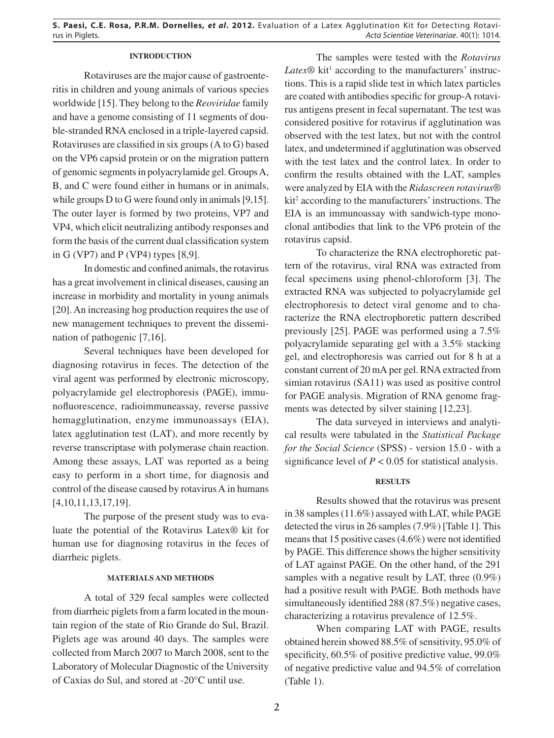## INTRODUCTION

Rotaviruses are the major cause of gastroenteritis in children and young animals of various species worldwide [15]. They belong to the *Reoviridae* family and have a genome consisting of 11 segments of double-stranded RNA enclosed in a triple-layered capsid. Rotaviruses are classified in six groups (A to G) based on the VP6 capsid protein or on the migration pattern of genomic segments in polyacrylamide gel. Groups A, B, and C were found either in humans or in animals, while groups D to G were found only in animals [9,15]. The outer layer is formed by two proteins, VP7 and VP4, which elicit neutralizing antibody responses and form the basis of the current dual classification system in G (VP7) and P (VP4) types [8,9].

In domestic and confined animals, the rotavirus has a great involvement in clinical diseases, causing an increase in morbidity and mortality in young animals [20]. An increasing hog production requires the use of new management techniques to prevent the dissemination of pathogenic [7,16].

Several techniques have been developed for diagnosing rotavirus in feces. The detection of the viral agent was performed by electronic microscopy, polyacrylamide gel electrophoresis (PAGE), immunofluorescence, radioimmuneassay, reverse passive hemagglutination, enzyme immunoassays (EIA), latex agglutination test (LAT), and more recently by reverse transcriptase with polymerase chain reaction. Among these assays, LAT was reported as a being easy to perform in a short time, for diagnosis and control of the disease caused by rotavirus A in humans [4,10,11,13,17,19].

The purpose of the present study was to evaluate the potential of the Rotavirus Latex® kit for human use for diagnosing rotavirus in the feces of diarrheic piglets.

## MATERIALS AND METHODS

A total of 329 fecal samples were collected from diarrheic piglets from a farm located in the mountain region of the state of Rio Grande do Sul, Brazil. Piglets age was around 40 days. The samples were collected from March 2007 to March 2008, sent to the Laboratory of Molecular Diagnostic of the University of Caxias do Sul, and stored at -20°C until use.

The samples were tested with the *Rotavirus Latex*® kit[1] according to the manufacturers' instructions. This is a rapid slide test in which latex particles are coated with antibodies specific for group-A rotavirus antigens present in fecal supernatant. The test was considered positive for rotavirus if agglutination was observed with the test latex, but not with the control latex, and undetermined if agglutination was observed with the test latex and the control latex. In order to confirm the results obtained with the LAT, samples were analyzed by EIA with the *Ridascreen rotavirus*® kit[2] according to the manufacturers' instructions. The EIA is an immunoassay with sandwich-type monoclonal antibodies that link to the VP6 protein of the rotavirus capsid.

To characterize the RNA electrophoretic pattern of the rotavirus, viral RNA was extracted from fecal specimens using phenol-chloroform [3]. The extracted RNA was subjected to polyacrylamide gel electrophoresis to detect viral genome and to characterize the RNA electrophoretic pattern described previously [25]. PAGE was performed using a 7.5% polyacrylamide separating gel with a 3.5% stacking gel, and electrophoresis was carried out for 8 h at a constant current of 20 mA per gel. RNA extracted from simian rotavirus (SA11) was used as positive control for PAGE analysis. Migration of RNA genome fragments was detected by silver staining [12,23].

The data surveyed in interviews and analytical results were tabulated in the *Statistical Package for the Social Science* (SPSS) - version 15.0 - with a significance level of $P < 0.05$ for statistical analysis.

## RESULTS

Results showed that the rotavirus was present in 38 samples (11.6%) assayed with LAT, while PAGE detected the virus in 26 samples (7.9%) [Table 1]. This means that 15 positive cases (4.6%) were not identified by PAGE. This difference shows the higher sensitivity of LAT against PAGE. On the other hand, of the 291 samples with a negative result by LAT, three (0.9%) had a positive result with PAGE. Both methods have simultaneously identified 288 (87.5%) negative cases, characterizing a rotavirus prevalence of 12.5%.

When comparing LAT with PAGE, results obtained herein showed 88.5% of sensitivity, 95.0% of specificity, 60.5% of positive predictive value, 99.0% of negative predictive value and 94.5% of correlation (Table 1).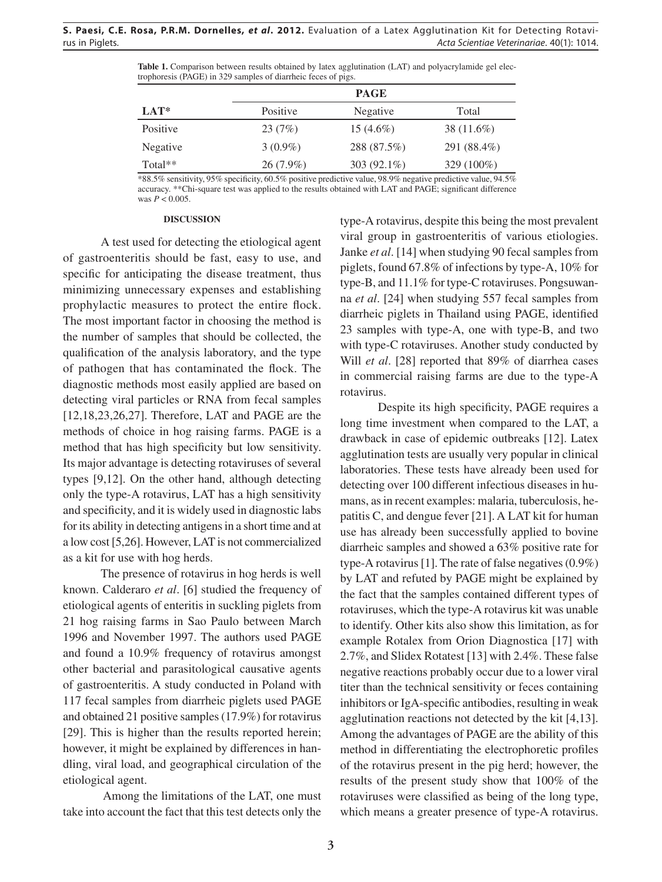**Table 1.** Comparison between results obtained by latex agglutination (LAT) and polyacrylamide gel electrophoresis (PAGE) in 329 samples of diarrheic feces of pigs.

| | PAGE | | |
|---|---|---|---|
| **LAT*** | Positive | Negative | Total |
| Positive | 23 (7%) | 15 (4.6%) | 38 (11.6%) |
| Negative | 3 (0.9%) | 288 (87.5%) | 291 (88.4%) |
| Total** | 26 (7.9%) | 303 (92.1%) | 329 (100%) |

*88.5% sensitivity, 95% specificity, 60.5% positive predictive value, 98.9% negative predictive value, 94.5% accuracy. **Chi-square test was applied to the results obtained with LAT and PAGE; significant difference was $P < 0.005$.

## DISCUSSION

A test used for detecting the etiological agent of gastroenteritis should be fast, easy to use, and specific for anticipating the disease treatment, thus minimizing unnecessary expenses and establishing prophylactic measures to protect the entire flock. The most important factor in choosing the method is the number of samples that should be collected, the qualification of the analysis laboratory, and the type of pathogen that has contaminated the flock. The diagnostic methods most easily applied are based on detecting viral particles or RNA from fecal samples [12,18,23,26,27]. Therefore, LAT and PAGE are the methods of choice in hog raising farms. PAGE is a method that has high specificity but low sensitivity. Its major advantage is detecting rotaviruses of several types [9,12]. On the other hand, although detecting only the type-A rotavirus, LAT has a high sensitivity and specificity, and it is widely used in diagnostic labs for its ability in detecting antigens in a short time and at a low cost [5,26]. However, LAT is not commercialized as a kit for use with hog herds.

The presence of rotavirus in hog herds is well known. Calderaro *et al*. [6] studied the frequency of etiological agents of enteritis in suckling piglets from 21 hog raising farms in Sao Paulo between March 1996 and November 1997. The authors used PAGE and found a 10.9% frequency of rotavirus amongst other bacterial and parasitological causative agents of gastroenteritis. A study conducted in Poland with 117 fecal samples from diarrheic piglets used PAGE and obtained 21 positive samples (17.9%) for rotavirus [29]. This is higher than the results reported herein; however, it might be explained by differences in handling, viral load, and geographical circulation of the etiological agent.

Among the limitations of the LAT, one must take into account the fact that this test detects only the type-A rotavirus, despite this being the most prevalent viral group in gastroenteritis of various etiologies. Janke *et al*. [14] when studying 90 fecal samples from piglets, found 67.8% of infections by type-A, 10% for type-B, and 11.1% for type-C rotaviruses. Pongsuwanna *et al*. [24] when studying 557 fecal samples from diarrheic piglets in Thailand using PAGE, identified 23 samples with type-A, one with type-B, and two with type-C rotaviruses. Another study conducted by Will *et al*. [28] reported that 89% of diarrhea cases in commercial raising farms are due to the type-A rotavirus.

Despite its high specificity, PAGE requires a long time investment when compared to the LAT, a drawback in case of epidemic outbreaks [12]. Latex agglutination tests are usually very popular in clinical laboratories. These tests have already been used for detecting over 100 different infectious diseases in humans, as in recent examples: malaria, tuberculosis, hepatitis C, and dengue fever [21]. A LAT kit for human use has already been successfully applied to bovine diarrheic samples and showed a 63% positive rate for type-A rotavirus [1]. The rate of false negatives (0.9%) by LAT and refuted by PAGE might be explained by the fact that the samples contained different types of rotaviruses, which the type-A rotavirus kit was unable to identify. Other kits also show this limitation, as for example Rotalex from Orion Diagnostica [17] with 2.7%, and Slidex Rotatest [13] with 2.4%. These false negative reactions probably occur due to a lower viral titer than the technical sensitivity or feces containing inhibitors or IgA-specific antibodies, resulting in weak agglutination reactions not detected by the kit [4,13]. Among the advantages of PAGE are the ability of this method in differentiating the electrophoretic profiles of the rotavirus present in the pig herd; however, the results of the present study show that 100% of the rotaviruses were classified as being of the long type, which means a greater presence of type-A rotavirus.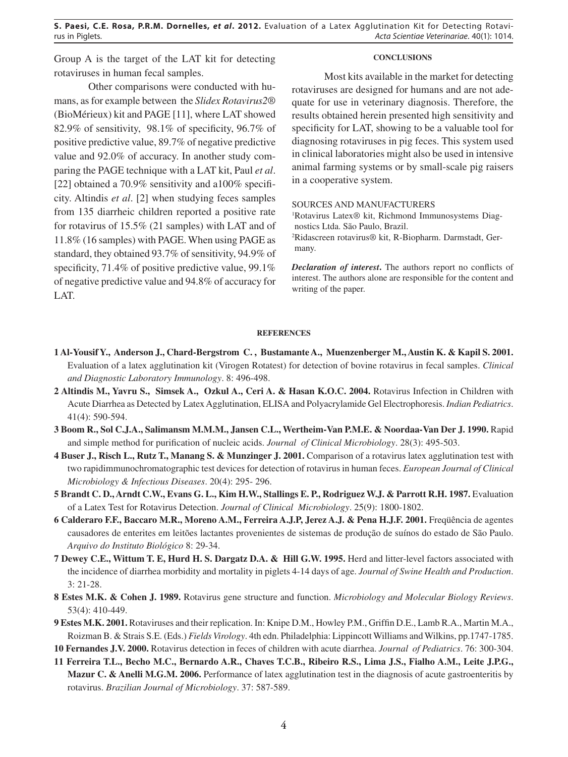Group A is the target of the LAT kit for detecting rotaviruses in human fecal samples.

Other comparisons were conducted with humans, as for example between the *Slidex Rotavirus2®* (BioMérieux) kit and PAGE [11], where LAT showed 82.9% of sensitivity, 98.1% of specificity, 96.7% of positive predictive value, 89.7% of negative predictive value and 92.0% of accuracy. In another study comparing the PAGE technique with a LAT kit, Paul *et al*. [22] obtained a 70.9% sensitivity and a100% specificity. Altindis *et al*. [2] when studying feces samples from 135 diarrheic children reported a positive rate for rotavirus of 15.5% (21 samples) with LAT and of 11.8% (16 samples) with PAGE. When using PAGE as standard, they obtained 93.7% of sensitivity, 94.9% of specificity, 71.4% of positive predictive value, 99.1% of negative predictive value and 94.8% of accuracy for LAT.

## CONCLUSIONS

Most kits available in the market for detecting rotaviruses are designed for humans and are not adequate for use in veterinary diagnosis. Therefore, the results obtained herein presented high sensitivity and specificity for LAT, showing to be a valuable tool for diagnosing rotaviruses in pig feces. This system used in clinical laboratories might also be used in intensive animal farming systems or by small-scale pig raisers in a cooperative system.

SOURCES AND MANUFACTURERS

[1]Rotavirus Latex® kit, Richmond Immunosystems Diagnostics Ltda. São Paulo, Brazil.

[2]Ridascreen rotavirus® kit, R-Biopharm. Darmstadt, Germany.

***Declaration of interest*****.** The authors report no conflicts of interest. The authors alone are responsible for the content and writing of the paper.

## REFERENCES

**1 Al-Yousif Y., Anderson J., Chard-Bergstrom C. , Bustamante A., Muenzenberger M., Austin K. & Kapil S. 2001.** Evaluation of a latex agglutination kit (Virogen Rotatest) for detection of bovine rotavirus in fecal samples. *Clinical and Diagnostic Laboratory Immunology*. 8: 496-498.

**2 Altindis M., Yavru S., Simsek A., Ozkul A., Ceri A. & Hasan K.O.C. 2004.** Rotavirus Infection in Children with Acute Diarrhea as Detected by Latex Agglutination, ELISA and Polyacrylamide Gel Electrophoresis. *Indian Pediatrics*. 41(4): 590-594.

**3 Boom R., Sol C.J.A., Salimansm M.M.M., Jansen C.L., Wertheim-Van P.M.E. & Noordaa-Van Der J. 1990.** Rapid and simple method for purification of nucleic acids. *Journal of Clinical Microbiology*. 28(3): 495-503.

**4 Buser J., Risch L., Rutz T., Manang S. & Munzinger J. 2001.** Comparison of a rotavirus latex agglutination test with two rapidimmunochromatographic test devices for detection of rotavirus in human feces. *European Journal of Clinical Microbiology & Infectious Diseases*. 20(4): 295- 296.

**5 Brandt C. D., Arndt C.W., Evans G. L., Kim H.W., Stallings E. P., Rodriguez W.J. & Parrott R.H. 1987.** Evaluation of a Latex Test for Rotavirus Detection. *Journal of Clinical Microbiology*. 25(9): 1800-1802.

**6 Calderaro F.F., Baccaro M.R., Moreno A.M., Ferreira A.J.P, Jerez A.J. & Pena H.J.F. 2001.** Freqüência de agentes causadores de enterites em leitões lactantes provenientes de sistemas de produção de suínos do estado de São Paulo. *Arquivo do Instituto Biológico* 8: 29-34.

**7 Dewey C.E., Wittum T. E, Hurd H. S. Dargatz D.A. & Hill G.W. 1995.** Herd and litter-level factors associated with the incidence of diarrhea morbidity and mortality in piglets 4-14 days of age. *Journal of Swine Health and Production*. 3: 21-28.

**8 Estes M.K. & Cohen J. 1989.** Rotavirus gene structure and function. *Microbiology and Molecular Biology Reviews*. 53(4): 410-449.

**9 Estes M.K. 2001.** Rotaviruses and their replication. In: Knipe D.M., Howley P.M., Griffin D.E., Lamb R.A., Martin M.A., Roizman B. & Strais S.E. (Eds.) *Fields Virology*. 4th edn. Philadelphia: Lippincott Williams and Wilkins, pp.1747-1785.

**10 Fernandes J.V. 2000.** Rotavirus detection in feces of children with acute diarrhea. *Journal of Pediatrics*. 76: 300-304.

**11 Ferreira T.L., Becho M.C., Bernardo A.R., Chaves T.C.B., Ribeiro R.S., Lima J.S., Fialho A.M., Leite J.P.G., Mazur C. & Anelli M.G.M. 2006.** Performance of latex agglutination test in the diagnosis of acute gastroenteritis by rotavirus. *Brazilian Journal of Microbiology*. 37: 587-589.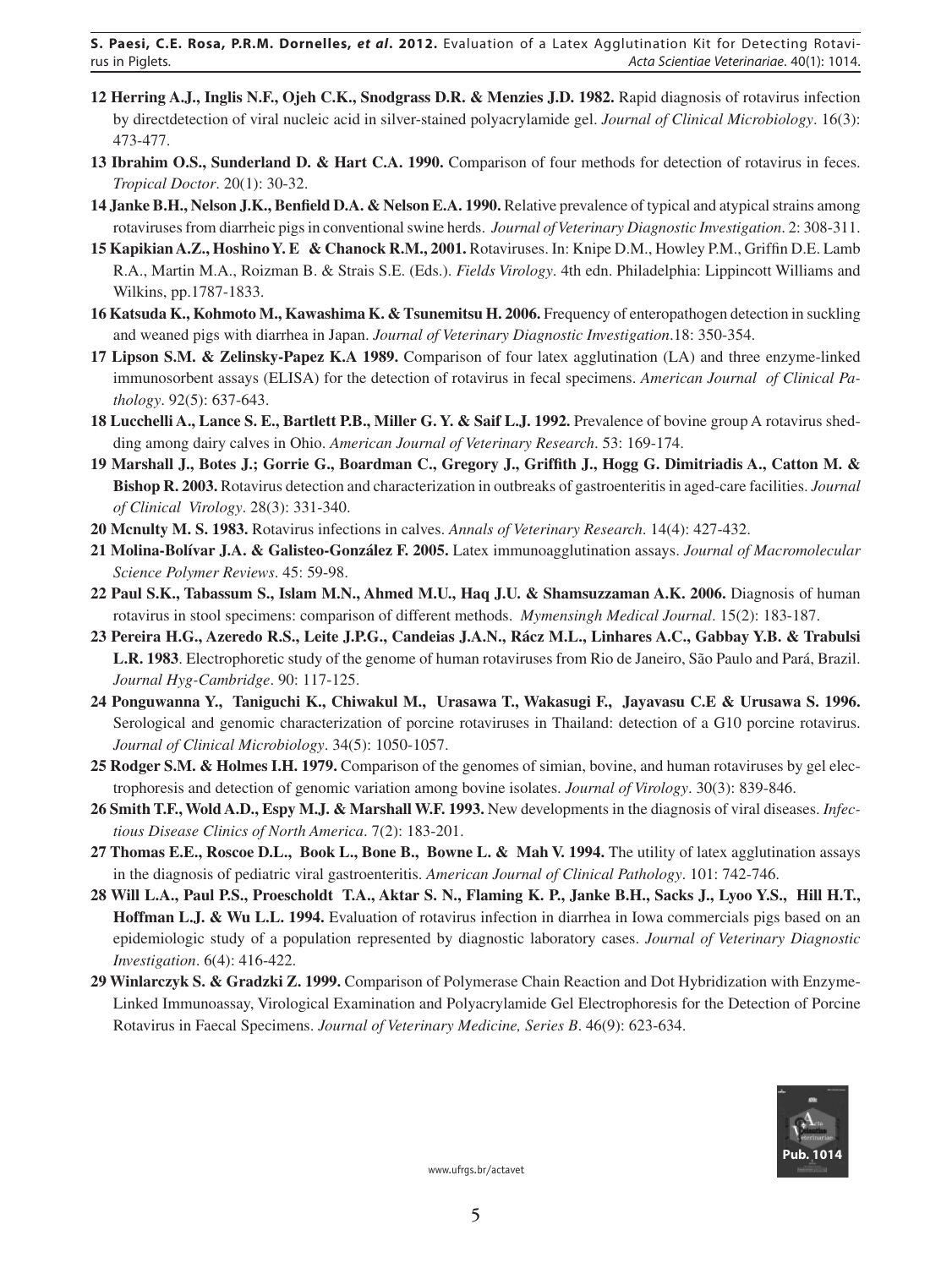**12 Herring A.J., Inglis N.F., Ojeh C.K., Snodgrass D.R. & Menzies J.D. 1982.** Rapid diagnosis of rotavirus infection by directdetection of viral nucleic acid in silver-stained polyacrylamide gel. *Journal of Clinical Microbiology*. 16(3): 473-477.

**13 Ibrahim O.S., Sunderland D. & Hart C.A. 1990.** Comparison of four methods for detection of rotavirus in feces. *Tropical Doctor*. 20(1): 30-32.

**14 Janke B.H., Nelson J.K., Benfield D.A. & Nelson E.A. 1990.** Relative prevalence of typical and atypical strains among rotaviruses from diarrheic pigs in conventional swine herds. *Journal of Veterinary Diagnostic Investigation*. 2: 308-311.

**15 Kapikian A.Z., Hoshino Y. E & Chanock R.M., 2001.** Rotaviruses. In: Knipe D.M., Howley P.M., Griffin D.E. Lamb R.A., Martin M.A., Roizman B. & Strais S.E. (Eds.). *Fields Virology*. 4th edn. Philadelphia: Lippincott Williams and Wilkins, pp.1787-1833.

**16 Katsuda K., Kohmoto M., Kawashima K. & Tsunemitsu H. 2006.** Frequency of enteropathogen detection in suckling and weaned pigs with diarrhea in Japan. *Journal of Veterinary Diagnostic Investigation*.18: 350-354.

**17 Lipson S.M. & Zelinsky-Papez K.A 1989.** Comparison of four latex agglutination (LA) and three enzyme-linked immunosorbent assays (ELISA) for the detection of rotavirus in fecal specimens. *American Journal of Clinical Pathology*. 92(5): 637-643.

**18 Lucchelli A., Lance S. E., Bartlett P.B., Miller G. Y. & Saif L.J. 1992.** Prevalence of bovine group A rotavirus shedding among dairy calves in Ohio. *American Journal of Veterinary Research*. 53: 169-174.

**19 Marshall J., Botes J.; Gorrie G., Boardman C., Gregory J., Griffith J., Hogg G. Dimitriadis A., Catton M. & Bishop R. 2003.** Rotavirus detection and characterization in outbreaks of gastroenteritis in aged-care facilities. *Journal of Clinical Virology*. 28(3): 331-340.

**20 Mcnulty M. S. 1983.** Rotavirus infections in calves. *Annals of Veterinary Research*. 14(4): 427-432.

**21 Molina-Bolívar J.A. & Galisteo-González F. 2005.** Latex immunoagglutination assays. *Journal of Macromolecular Science Polymer Reviews*. 45: 59-98.

**22 Paul S.K., Tabassum S., Islam M.N., Ahmed M.U., Haq J.U. & Shamsuzzaman A.K. 2006.** Diagnosis of human rotavirus in stool specimens: comparison of different methods. *Mymensingh Medical Journal*. 15(2): 183-187.

**23 Pereira H.G., Azeredo R.S., Leite J.P.G., Candeias J.A.N., Rácz M.L., Linhares A.C., Gabbay Y.B. & Trabulsi L.R. 1983**. Electrophoretic study of the genome of human rotaviruses from Rio de Janeiro, São Paulo and Pará, Brazil. *Journal Hyg-Cambridge*. 90: 117-125.

**24 Ponguwanna Y., Taniguchi K., Chiwakul M., Urasawa T., Wakasugi F., Jayavasu C.E & Urusawa S. 1996.** Serological and genomic characterization of porcine rotaviruses in Thailand: detection of a G10 porcine rotavirus. *Journal of Clinical Microbiology*. 34(5): 1050-1057.

**25 Rodger S.M. & Holmes I.H. 1979.** Comparison of the genomes of simian, bovine, and human rotaviruses by gel electrophoresis and detection of genomic variation among bovine isolates. *Journal of Virology*. 30(3): 839-846.

**26 Smith T.F., Wold A.D., Espy M.J. & Marshall W.F. 1993.** New developments in the diagnosis of viral diseases. *Infectious Disease Clinics of North America*. 7(2): 183-201.

**27 Thomas E.E., Roscoe D.L., Book L., Bone B., Bowne L. & Mah V. 1994.** The utility of latex agglutination assays in the diagnosis of pediatric viral gastroenteritis. *American Journal of Clinical Pathology*. 101: 742-746.

**28 Will L.A., Paul P.S., Proescholdt T.A., Aktar S. N., Flaming K. P., Janke B.H., Sacks J., Lyoo Y.S., Hill H.T., Hoffman L.J. & Wu L.L. 1994.** Evaluation of rotavirus infection in diarrhea in Iowa commercials pigs based on an epidemiologic study of a population represented by diagnostic laboratory cases. *Journal of Veterinary Diagnostic Investigation*. 6(4): 416-422.

**29 Winlarczyk S. & Gradzki Z. 1999.** Comparison of Polymerase Chain Reaction and Dot Hybridization with Enzyme-Linked Immunoassay, Virological Examination and Polyacrylamide Gel Electrophoresis for the Detection of Porcine Rotavirus in Faecal Specimens. *Journal of Veterinary Medicine, Series B*. 46(9): 623-634.